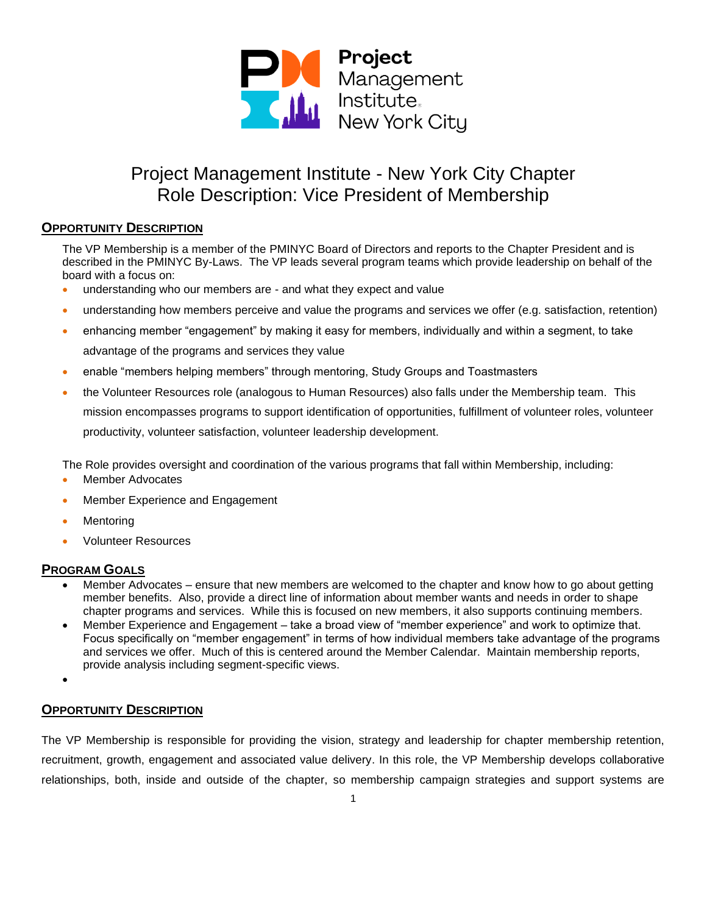# Project Management Institute - New York City Chapter
# Role Description: Vice President of Membership

## Opportunity Description

The VP Membership is a member of the PMINYC Board of Directors and reports to the Chapter President and is described in the PMINYC By-Laws. The VP leads several program teams which provide leadership on behalf of the board with a focus on:

- understanding who our members are - and what they expect and value
- understanding how members perceive and value the programs and services we offer (e.g. satisfaction, retention)
- enhancing member "engagement" by making it easy for members, individually and within a segment, to take advantage of the programs and services they value
- enable "members helping members" through mentoring, Study Groups and Toastmasters
- the Volunteer Resources role (analogous to Human Resources) also falls under the Membership team. This mission encompasses programs to support identification of opportunities, fulfillment of volunteer roles, volunteer productivity, volunteer satisfaction, volunteer leadership development.

The Role provides oversight and coordination of the various programs that fall within Membership, including:

- Member Advocates
- Member Experience and Engagement
- Mentoring
- Volunteer Resources

## Program Goals

- Member Advocates – ensure that new members are welcomed to the chapter and know how to go about getting member benefits. Also, provide a direct line of information about member wants and needs in order to shape chapter programs and services. While this is focused on new members, it also supports continuing members.
- Member Experience and Engagement – take a broad view of "member experience" and work to optimize that. Focus specifically on "member engagement" in terms of how individual members take advantage of the programs and services we offer. Much of this is centered around the Member Calendar. Maintain membership reports, provide analysis including segment-specific views.
- 

## Opportunity Description

The VP Membership is responsible for providing the vision, strategy and leadership for chapter membership retention, recruitment, growth, engagement and associated value delivery. In this role, the VP Membership develops collaborative relationships, both, inside and outside of the chapter, so membership campaign strategies and support systems are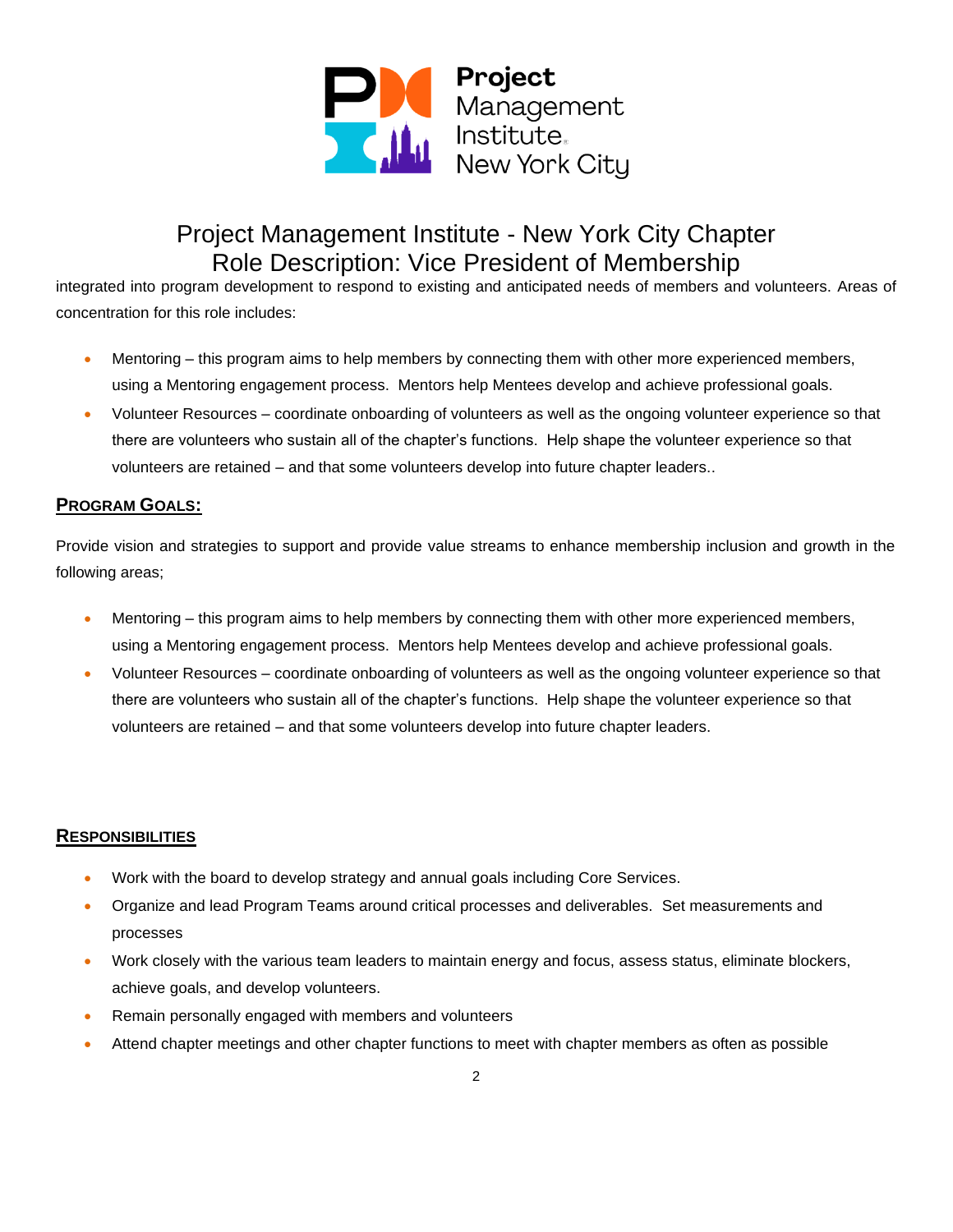# Project Management Institute - New York City Chapter
## Role Description: Vice President of Membership

integrated into program development to respond to existing and anticipated needs of members and volunteers. Areas of concentration for this role includes:

- Mentoring – this program aims to help members by connecting them with other more experienced members, using a Mentoring engagement process. Mentors help Mentees develop and achieve professional goals.
- Volunteer Resources – coordinate onboarding of volunteers as well as the ongoing volunteer experience so that there are volunteers who sustain all of the chapter's functions. Help shape the volunteer experience so that volunteers are retained – and that some volunteers develop into future chapter leaders..

### PROGRAM GOALS:

Provide vision and strategies to support and provide value streams to enhance membership inclusion and growth in the following areas;

- Mentoring – this program aims to help members by connecting them with other more experienced members, using a Mentoring engagement process. Mentors help Mentees develop and achieve professional goals.
- Volunteer Resources – coordinate onboarding of volunteers as well as the ongoing volunteer experience so that there are volunteers who sustain all of the chapter's functions. Help shape the volunteer experience so that volunteers are retained – and that some volunteers develop into future chapter leaders.

### RESPONSIBILITIES

- Work with the board to develop strategy and annual goals including Core Services.
- Organize and lead Program Teams around critical processes and deliverables. Set measurements and processes
- Work closely with the various team leaders to maintain energy and focus, assess status, eliminate blockers, achieve goals, and develop volunteers.
- Remain personally engaged with members and volunteers
- Attend chapter meetings and other chapter functions to meet with chapter members as often as possible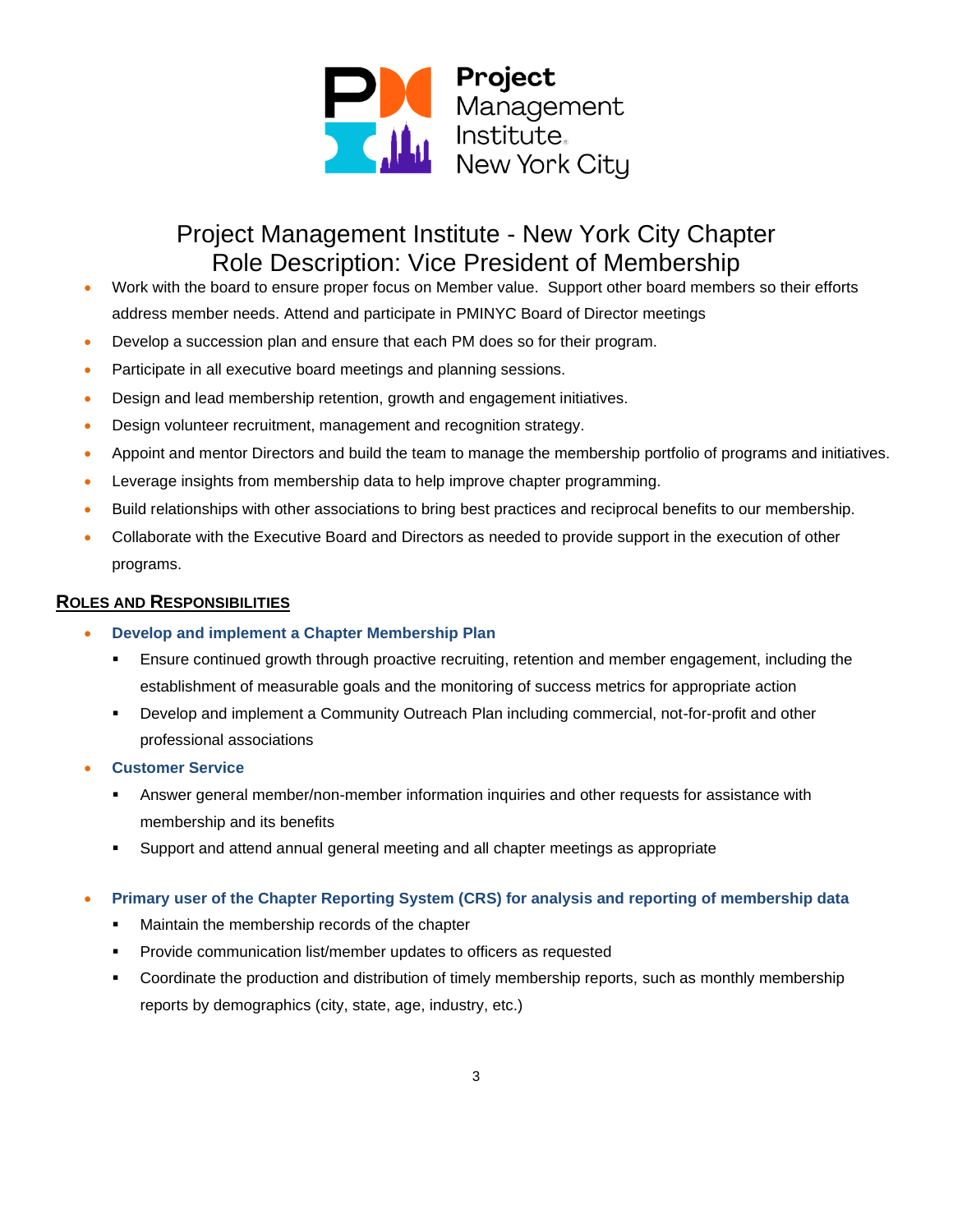# Project Management Institute - New York City Chapter
# Role Description: Vice President of Membership

- Work with the board to ensure proper focus on Member value. Support other board members so their efforts address member needs. Attend and participate in PMINYC Board of Director meetings
- Develop a succession plan and ensure that each PM does so for their program.
- Participate in all executive board meetings and planning sessions.
- Design and lead membership retention, growth and engagement initiatives.
- Design volunteer recruitment, management and recognition strategy.
- Appoint and mentor Directors and build the team to manage the membership portfolio of programs and initiatives.
- Leverage insights from membership data to help improve chapter programming.
- Build relationships with other associations to bring best practices and reciprocal benefits to our membership.
- Collaborate with the Executive Board and Directors as needed to provide support in the execution of other programs.

## Roles and Responsibilities

- **Develop and implement a Chapter Membership Plan**
  - Ensure continued growth through proactive recruiting, retention and member engagement, including the establishment of measurable goals and the monitoring of success metrics for appropriate action
  - Develop and implement a Community Outreach Plan including commercial, not-for-profit and other professional associations
- **Customer Service**
  - Answer general member/non-member information inquiries and other requests for assistance with membership and its benefits
  - Support and attend annual general meeting and all chapter meetings as appropriate
- **Primary user of the Chapter Reporting System (CRS) for analysis and reporting of membership data**
  - Maintain the membership records of the chapter
  - Provide communication list/member updates to officers as requested
  - Coordinate the production and distribution of timely membership reports, such as monthly membership reports by demographics (city, state, age, industry, etc.)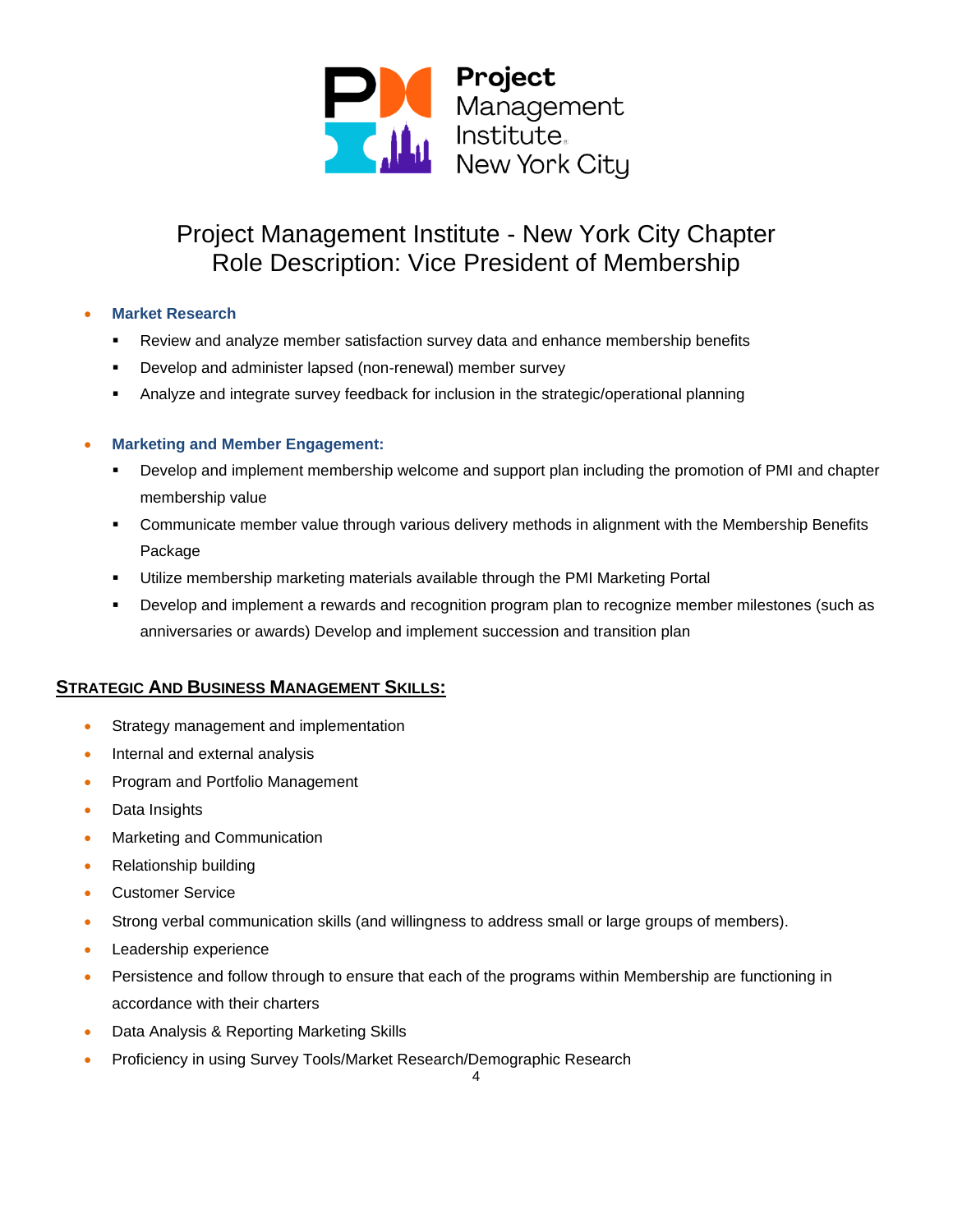Project Management Institute New York City

# Project Management Institute - New York City Chapter
# Role Description: Vice President of Membership

- **Market Research**
  - Review and analyze member satisfaction survey data and enhance membership benefits
  - Develop and administer lapsed (non-renewal) member survey
  - Analyze and integrate survey feedback for inclusion in the strategic/operational planning

- **Marketing and Member Engagement:**
  - Develop and implement membership welcome and support plan including the promotion of PMI and chapter membership value
  - Communicate member value through various delivery methods in alignment with the Membership Benefits Package
  - Utilize membership marketing materials available through the PMI Marketing Portal
  - Develop and implement a rewards and recognition program plan to recognize member milestones (such as anniversaries or awards) Develop and implement succession and transition plan

## STRATEGIC AND BUSINESS MANAGEMENT SKILLS:

- Strategy management and implementation
- Internal and external analysis
- Program and Portfolio Management
- Data Insights
- Marketing and Communication
- Relationship building
- Customer Service
- Strong verbal communication skills (and willingness to address small or large groups of members).
- Leadership experience
- Persistence and follow through to ensure that each of the programs within Membership are functioning in accordance with their charters
- Data Analysis & Reporting Marketing Skills
- Proficiency in using Survey Tools/Market Research/Demographic Research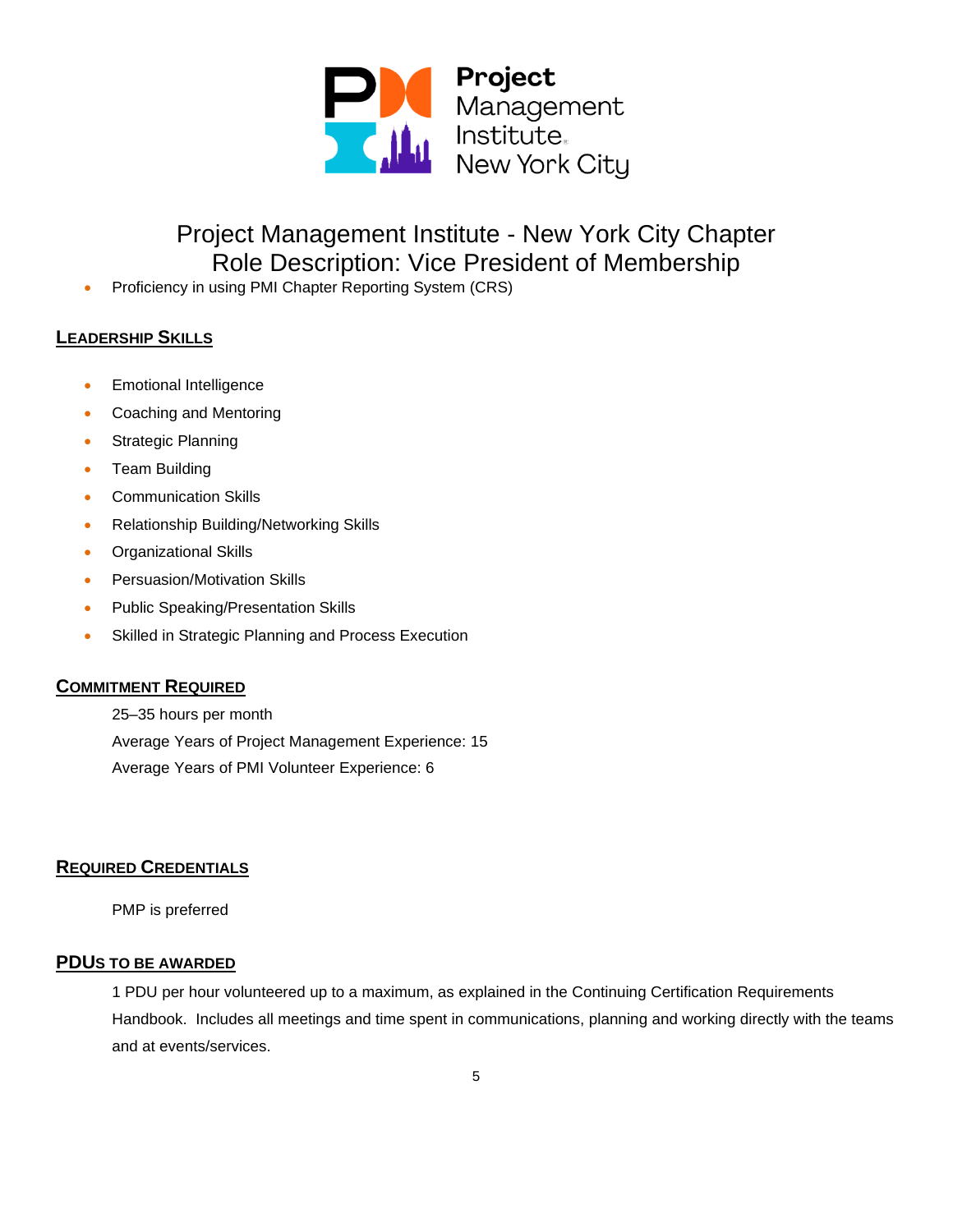# Project Management Institute - New York City Chapter
## Role Description: Vice President of Membership

- Proficiency in using PMI Chapter Reporting System (CRS)

### Leadership Skills

- Emotional Intelligence
- Coaching and Mentoring
- Strategic Planning
- Team Building
- Communication Skills
- Relationship Building/Networking Skills
- Organizational Skills
- Persuasion/Motivation Skills
- Public Speaking/Presentation Skills
- Skilled in Strategic Planning and Process Execution

### Commitment Required

25–35 hours per month

Average Years of Project Management Experience: 15

Average Years of PMI Volunteer Experience: 6

### Required Credentials

PMP is preferred

### PDUs to be Awarded

1 PDU per hour volunteered up to a maximum, as explained in the Continuing Certification Requirements Handbook. Includes all meetings and time spent in communications, planning and working directly with the teams and at events/services.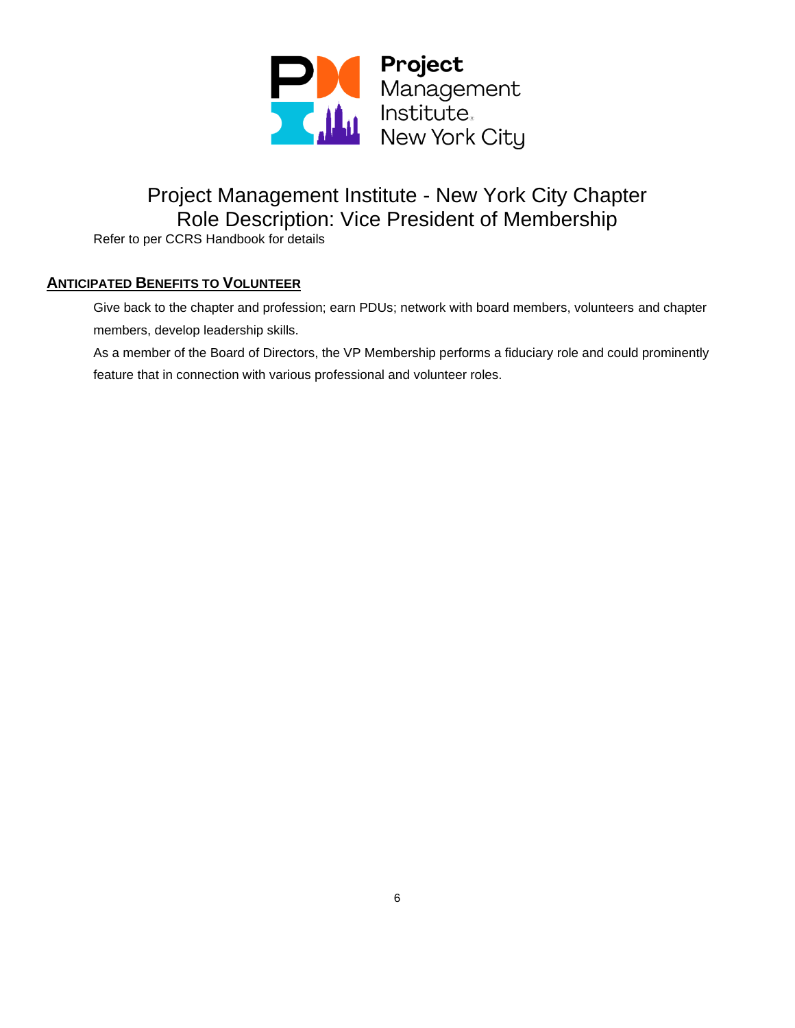Project Management Institute New York City

# Project Management Institute - New York City Chapter
# Role Description: Vice President of Membership

Refer to per CCRS Handbook for details

## ANTICIPATED BENEFITS TO VOLUNTEER

Give back to the chapter and profession; earn PDUs; network with board members, volunteers and chapter members, develop leadership skills.

As a member of the Board of Directors, the VP Membership performs a fiduciary role and could prominently feature that in connection with various professional and volunteer roles.